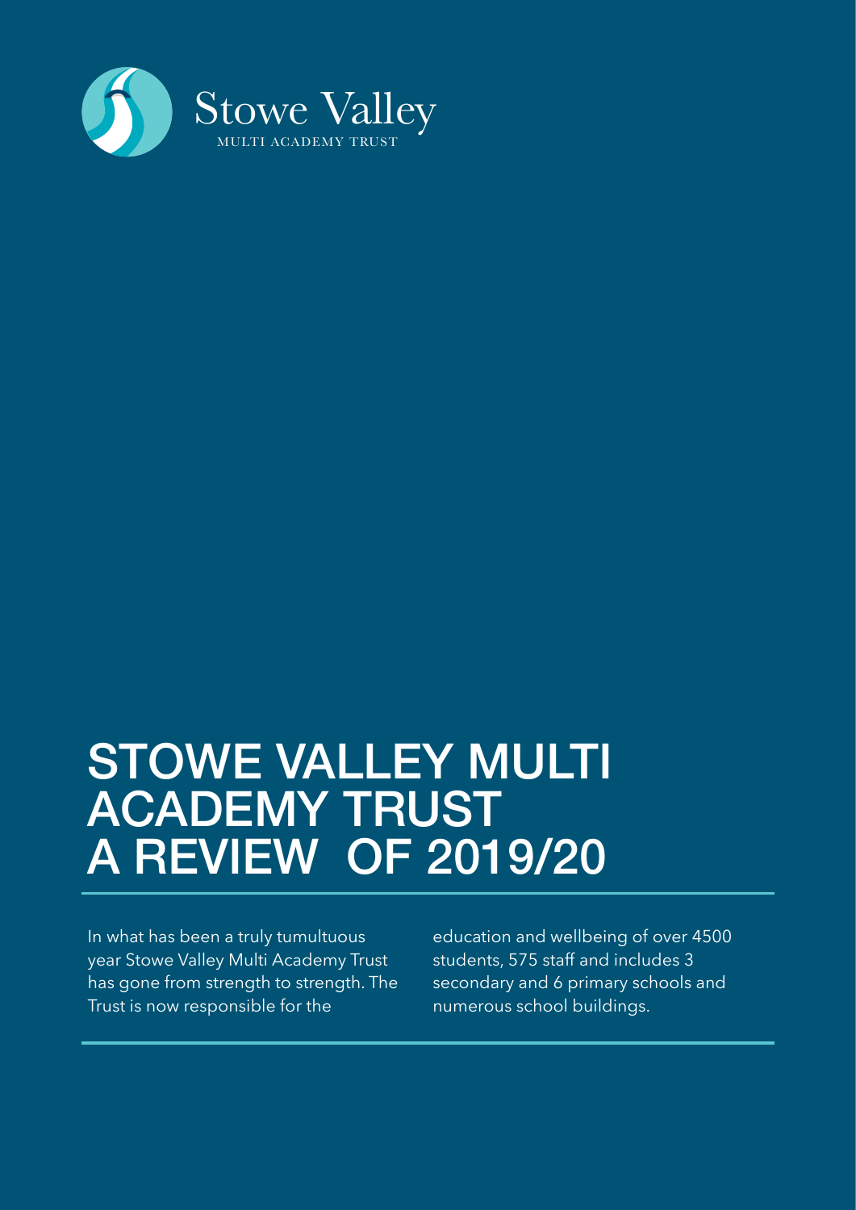Stowe Valley

MULTI ACADEMY TRUST

# STOWE VALLEY MULTI ACADEMY TRUST A REVIEW OF 2019/20

In what has been a truly tumultuous year Stowe Valley Multi Academy Trust has gone from strength to strength. The Trust is now responsible for the education and wellbeing of over 4500 students, 575 staff and includes 3 secondary and 6 primary schools and numerous school buildings.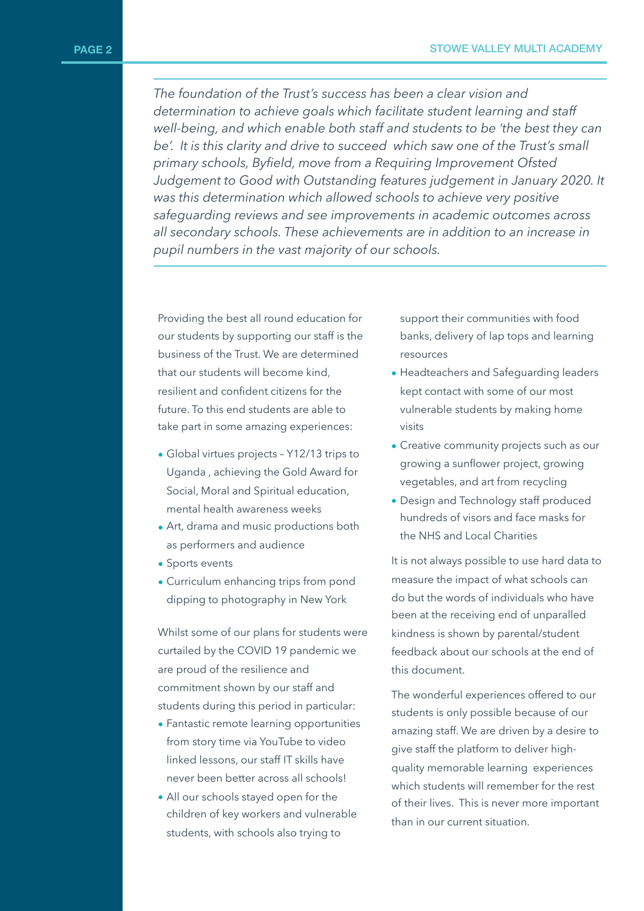*The foundation of the Trust's success has been a clear vision and determination to achieve goals which facilitate student learning and staff well-being, and which enable both staff and students to be 'the best they can be'. It is this clarity and drive to succeed which saw one of the Trust's small primary schools, Byfield, move from a Requiring Improvement Ofsted Judgement to Good with Outstanding features judgement in January 2020. It was this determination which allowed schools to achieve very positive safeguarding reviews and see improvements in academic outcomes across all secondary schools. These achievements are in addition to an increase in pupil numbers in the vast majority of our schools.*

Providing the best all round education for our students by supporting our staff is the business of the Trust. We are determined that our students will become kind, resilient and confident citizens for the future. To this end students are able to take part in some amazing experiences:

- Global virtues projects – Y12/13 trips to Uganda , achieving the Gold Award for Social, Moral and Spiritual education, mental health awareness weeks
- Art, drama and music productions both as performers and audience
- Sports events
- Curriculum enhancing trips from pond dipping to photography in New York

Whilst some of our plans for students were curtailed by the COVID 19 pandemic we are proud of the resilience and commitment shown by our staff and students during this period in particular:

- Fantastic remote learning opportunities from story time via YouTube to video linked lessons, our staff IT skills have never been better across all schools!
- All our schools stayed open for the children of key workers and vulnerable students, with schools also trying to support their communities with food banks, delivery of lap tops and learning resources
- Headteachers and Safeguarding leaders kept contact with some of our most vulnerable students by making home visits
- Creative community projects such as our growing a sunflower project, growing vegetables, and art from recycling
- Design and Technology staff produced hundreds of visors and face masks for the NHS and Local Charities

It is not always possible to use hard data to measure the impact of what schools can do but the words of individuals who have been at the receiving end of unparalled kindness is shown by parental/student feedback about our schools at the end of this document.

The wonderful experiences offered to our students is only possible because of our amazing staff. We are driven by a desire to give staff the platform to deliver high-quality memorable learning experiences which students will remember for the rest of their lives. This is never more important than in our current situation.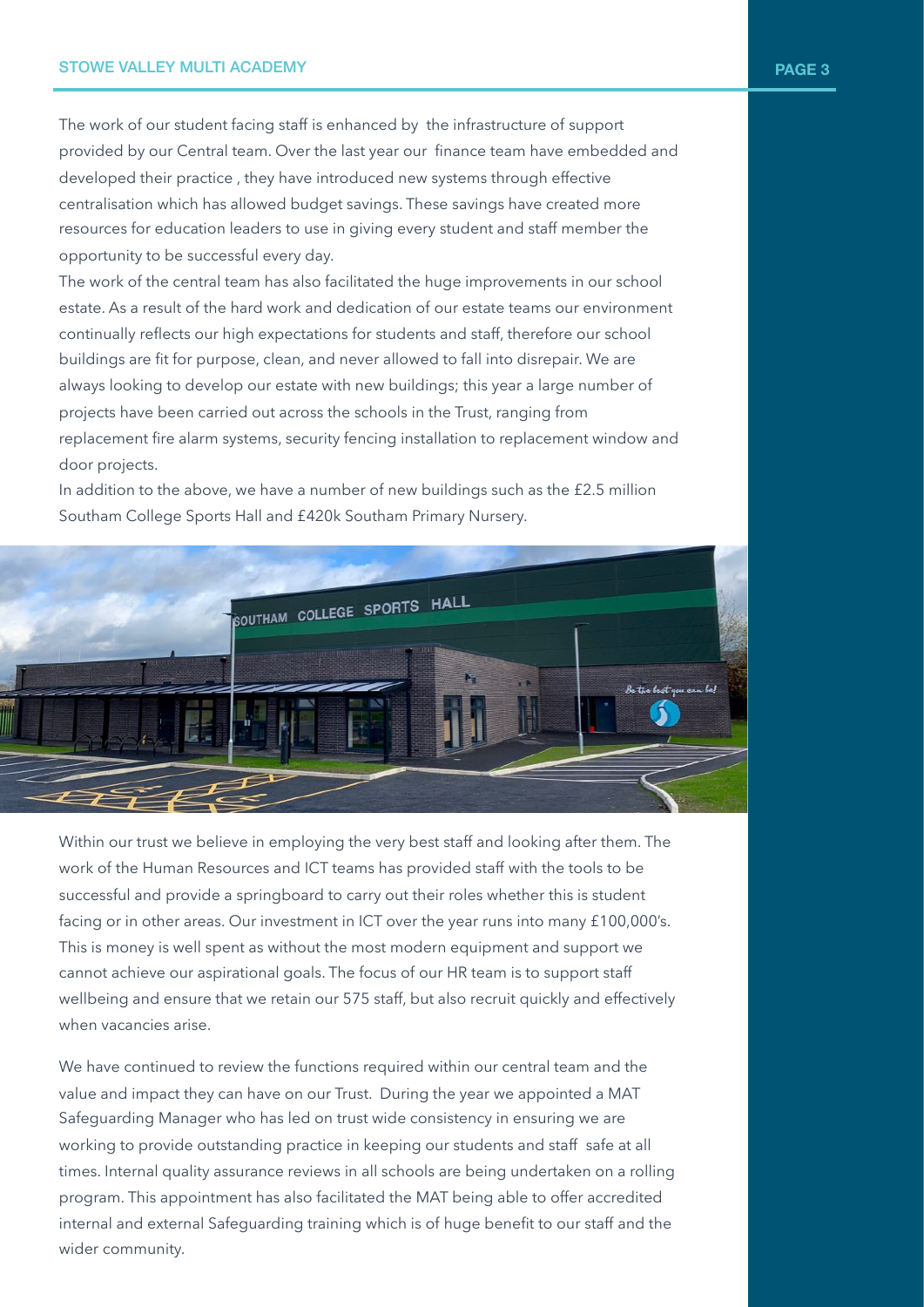The work of our student facing staff is enhanced by the infrastructure of support provided by our Central team. Over the last year our finance team have embedded and developed their practice , they have introduced new systems through effective centralisation which has allowed budget savings. These savings have created more resources for education leaders to use in giving every student and staff member the opportunity to be successful every day.

The work of the central team has also facilitated the huge improvements in our school estate. As a result of the hard work and dedication of our estate teams our environment continually reflects our high expectations for students and staff, therefore our school buildings are fit for purpose, clean, and never allowed to fall into disrepair. We are always looking to develop our estate with new buildings; this year a large number of projects have been carried out across the schools in the Trust, ranging from replacement fire alarm systems, security fencing installation to replacement window and door projects.

In addition to the above, we have a number of new buildings such as the £2.5 million Southam College Sports Hall and £420k Southam Primary Nursery.

Within our trust we believe in employing the very best staff and looking after them. The work of the Human Resources and ICT teams has provided staff with the tools to be successful and provide a springboard to carry out their roles whether this is student facing or in other areas. Our investment in ICT over the year runs into many £100,000's. This is money is well spent as without the most modern equipment and support we cannot achieve our aspirational goals. The focus of our HR team is to support staff wellbeing and ensure that we retain our 575 staff, but also recruit quickly and effectively when vacancies arise.

We have continued to review the functions required within our central team and the value and impact they can have on our Trust. During the year we appointed a MAT Safeguarding Manager who has led on trust wide consistency in ensuring we are working to provide outstanding practice in keeping our students and staff safe at all times. Internal quality assurance reviews in all schools are being undertaken on a rolling program. This appointment has also facilitated the MAT being able to offer accredited internal and external Safeguarding training which is of huge benefit to our staff and the wider community.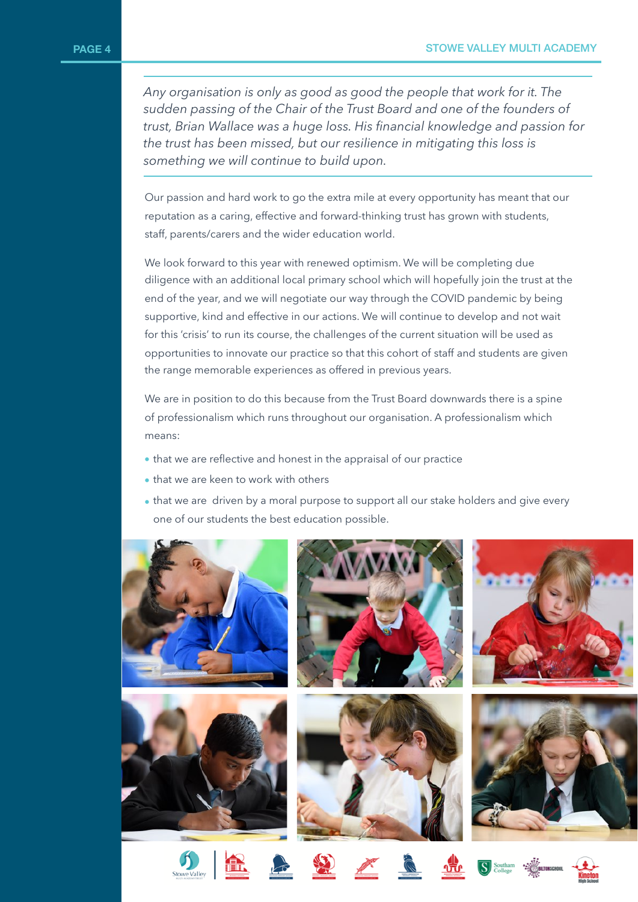*Any organisation is only as good as good the people that work for it. The sudden passing of the Chair of the Trust Board and one of the founders of trust, Brian Wallace was a huge loss. His financial knowledge and passion for the trust has been missed, but our resilience in mitigating this loss is something we will continue to build upon.*

Our passion and hard work to go the extra mile at every opportunity has meant that our reputation as a caring, effective and forward-thinking trust has grown with students, staff, parents/carers and the wider education world.

We look forward to this year with renewed optimism. We will be completing due diligence with an additional local primary school which will hopefully join the trust at the end of the year, and we will negotiate our way through the COVID pandemic by being supportive, kind and effective in our actions. We will continue to develop and not wait for this 'crisis' to run its course, the challenges of the current situation will be used as opportunities to innovate our practice so that this cohort of staff and students are given the range memorable experiences as offered in previous years.

We are in position to do this because from the Trust Board downwards there is a spine of professionalism which runs throughout our organisation. A professionalism which means:

- that we are reflective and honest in the appraisal of our practice
- that we are keen to work with others
- that we are driven by a moral purpose to support all our stake holders and give every one of our students the best education possible.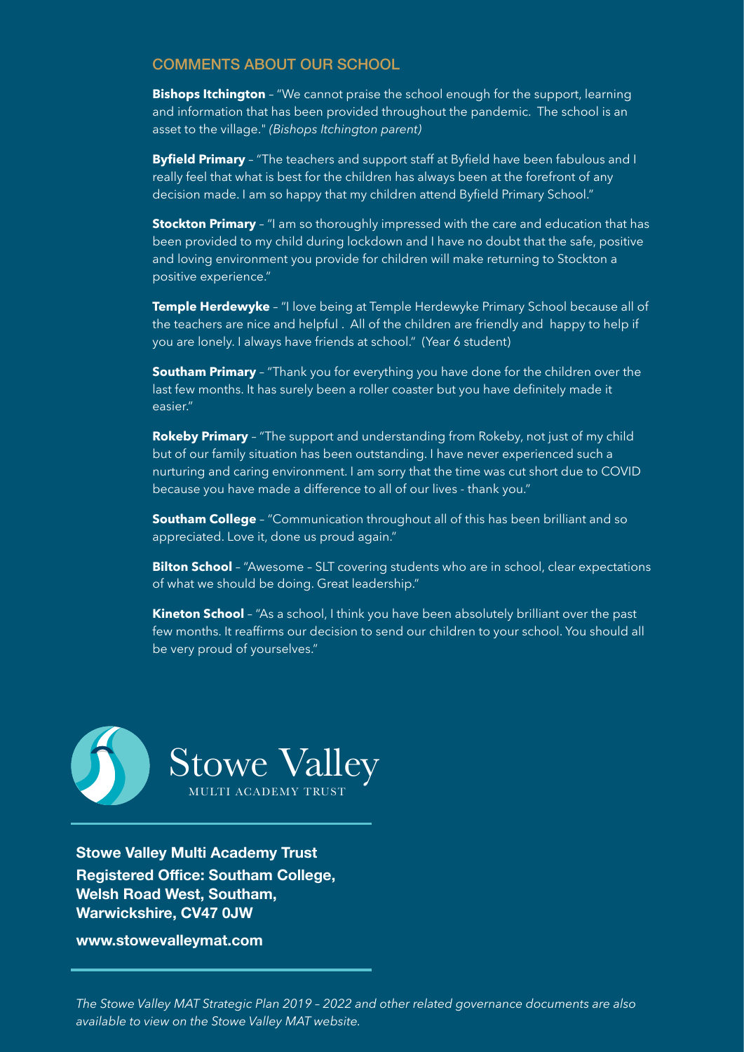## COMMENTS ABOUT OUR SCHOOL

**Bishops Itchington** – "We cannot praise the school enough for the support, learning and information that has been provided throughout the pandemic. The school is an asset to the village." *(Bishops Itchington parent)*

**Byfield Primary** – "The teachers and support staff at Byfield have been fabulous and I really feel that what is best for the children has always been at the forefront of any decision made. I am so happy that my children attend Byfield Primary School."

**Stockton Primary** – "I am so thoroughly impressed with the care and education that has been provided to my child during lockdown and I have no doubt that the safe, positive and loving environment you provide for children will make returning to Stockton a positive experience."

**Temple Herdewyke** – "I love being at Temple Herdewyke Primary School because all of the teachers are nice and helpful . All of the children are friendly and happy to help if you are lonely. I always have friends at school." (Year 6 student)

**Southam Primary** – "Thank you for everything you have done for the children over the last few months. It has surely been a roller coaster but you have definitely made it easier."

**Rokeby Primary** – "The support and understanding from Rokeby, not just of my child but of our family situation has been outstanding. I have never experienced such a nurturing and caring environment. I am sorry that the time was cut short due to COVID because you have made a difference to all of our lives - thank you."

**Southam College** – "Communication throughout all of this has been brilliant and so appreciated. Love it, done us proud again."

**Bilton School** – "Awesome – SLT covering students who are in school, clear expectations of what we should be doing. Great leadership."

**Kineton School** – "As a school, I think you have been absolutely brilliant over the past few months. It reaffirms our decision to send our children to your school. You should all be very proud of yourselves."

Stowe Valley
MULTI ACADEMY TRUST

**Stowe Valley Multi Academy Trust**
**Registered Office: Southam College, Welsh Road West, Southam, Warwickshire, CV47 0JW**

**www.stowevalleymat.com**

*The Stowe Valley MAT Strategic Plan 2019 – 2022 and other related governance documents are also available to view on the Stowe Valley MAT website.*